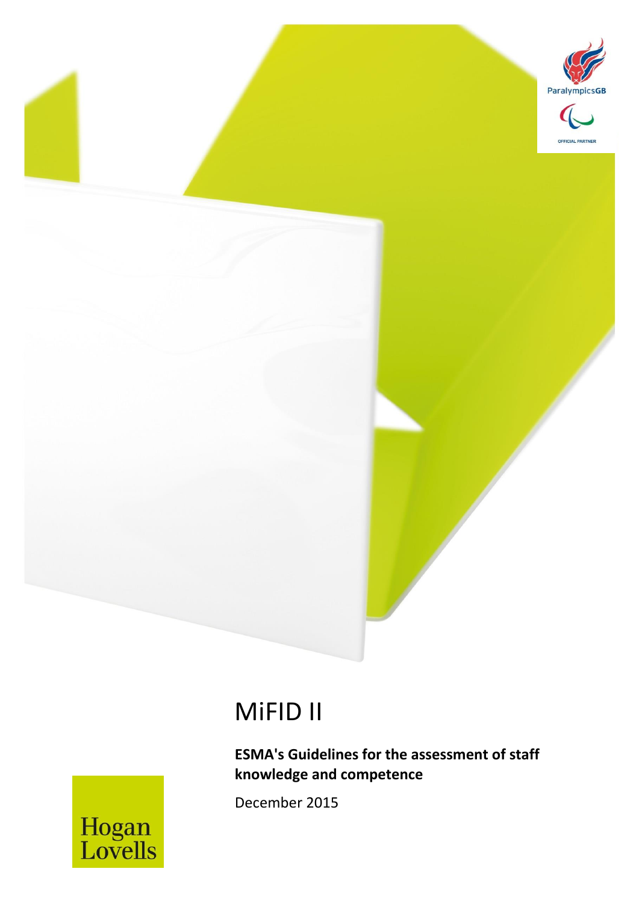# MiFID II

**ESMA's Guidelines for the assessment of staff knowledge and competence**

December 2015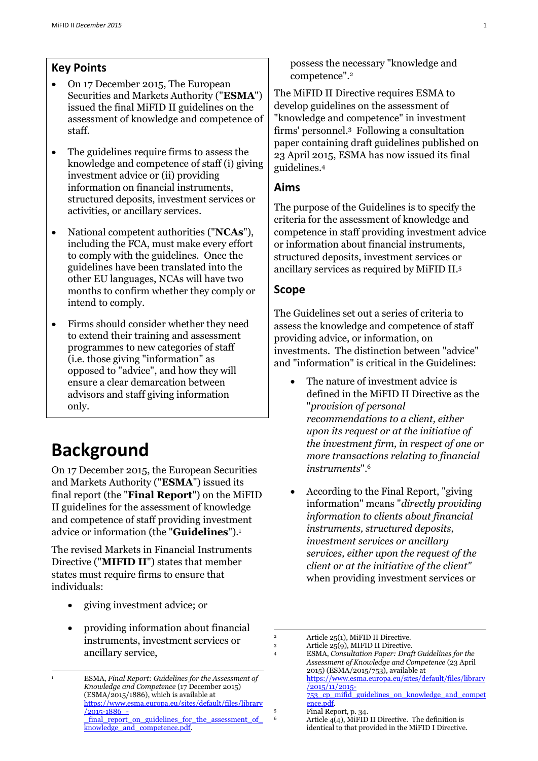## Key Points

- On 17 December 2015, The European Securities and Markets Authority ("**ESMA**") issued the final MiFID II guidelines on the assessment of knowledge and competence of staff.
- The guidelines require firms to assess the knowledge and competence of staff (i) giving investment advice or (ii) providing information on financial instruments, structured deposits, investment services or activities, or ancillary services.
- National competent authorities ("**NCAs**"), including the FCA, must make every effort to comply with the guidelines. Once the guidelines have been translated into the other EU languages, NCAs will have two months to confirm whether they comply or intend to comply.
- Firms should consider whether they need to extend their training and assessment programmes to new categories of staff (i.e. those giving "information" as opposed to "advice", and how they will ensure a clear demarcation between advisors and staff giving information only.

# Background

On 17 December 2015, the European Securities and Markets Authority ("**ESMA**") issued its final report (the "**Final Report**") on the MiFID II guidelines for the assessment of knowledge and competence of staff providing investment advice or information (the "**Guidelines**").[1]

The revised Markets in Financial Instruments Directive ("**MIFID II**") states that member states must require firms to ensure that individuals:

- giving investment advice; or
- providing information about financial instruments, investment services or ancillary service,

possess the necessary "knowledge and competence".[2]

The MiFID II Directive requires ESMA to develop guidelines on the assessment of "knowledge and competence" in investment firms' personnel.[3] Following a consultation paper containing draft guidelines published on 23 April 2015, ESMA has now issued its final guidelines.[4]

## Aims

The purpose of the Guidelines is to specify the criteria for the assessment of knowledge and competence in staff providing investment advice or information about financial instruments, structured deposits, investment services or ancillary services as required by MiFID II.[5]

## Scope

The Guidelines set out a series of criteria to assess the knowledge and competence of staff providing advice, or information, on investments. The distinction between "advice" and "information" is critical in the Guidelines:

- The nature of investment advice is defined in the MiFID II Directive as the "*provision of personal recommendations to a client, either upon its request or at the initiative of the investment firm, in respect of one or more transactions relating to financial instruments*".[6]
- According to the Final Report, "giving information" means "*directly providing information to clients about financial instruments, structured deposits, investment services or ancillary services, either upon the request of the client or at the initiative of the client"* when providing investment services or

---

[1] ESMA, *Final Report: Guidelines for the Assessment of Knowledge and Competence* (17 December 2015) (ESMA/2015/1886), which is available at https://www.esma.europa.eu/sites/default/files/library/2015-1886_-_final_report_on_guidelines_for_the_assessment_of_knowledge_and_competence.pdf.

[2] Article 25(1), MiFID II Directive.

[3] Article 25(9), MiFID II Directive.

[4] ESMA, *Consultation Paper: Draft Guidelines for the Assessment of Knowledge and Competence* (23 April 2015) (ESMA/2015/753), available at https://www.esma.europa.eu/sites/default/files/library/2015/11/2015-753_cp_mifid_guidelines_on_knowledge_and_competence.pdf.

[5] Final Report, p. 34.

[6] Article 4(4), MiFID II Directive. The definition is identical to that provided in the MiFID I Directive.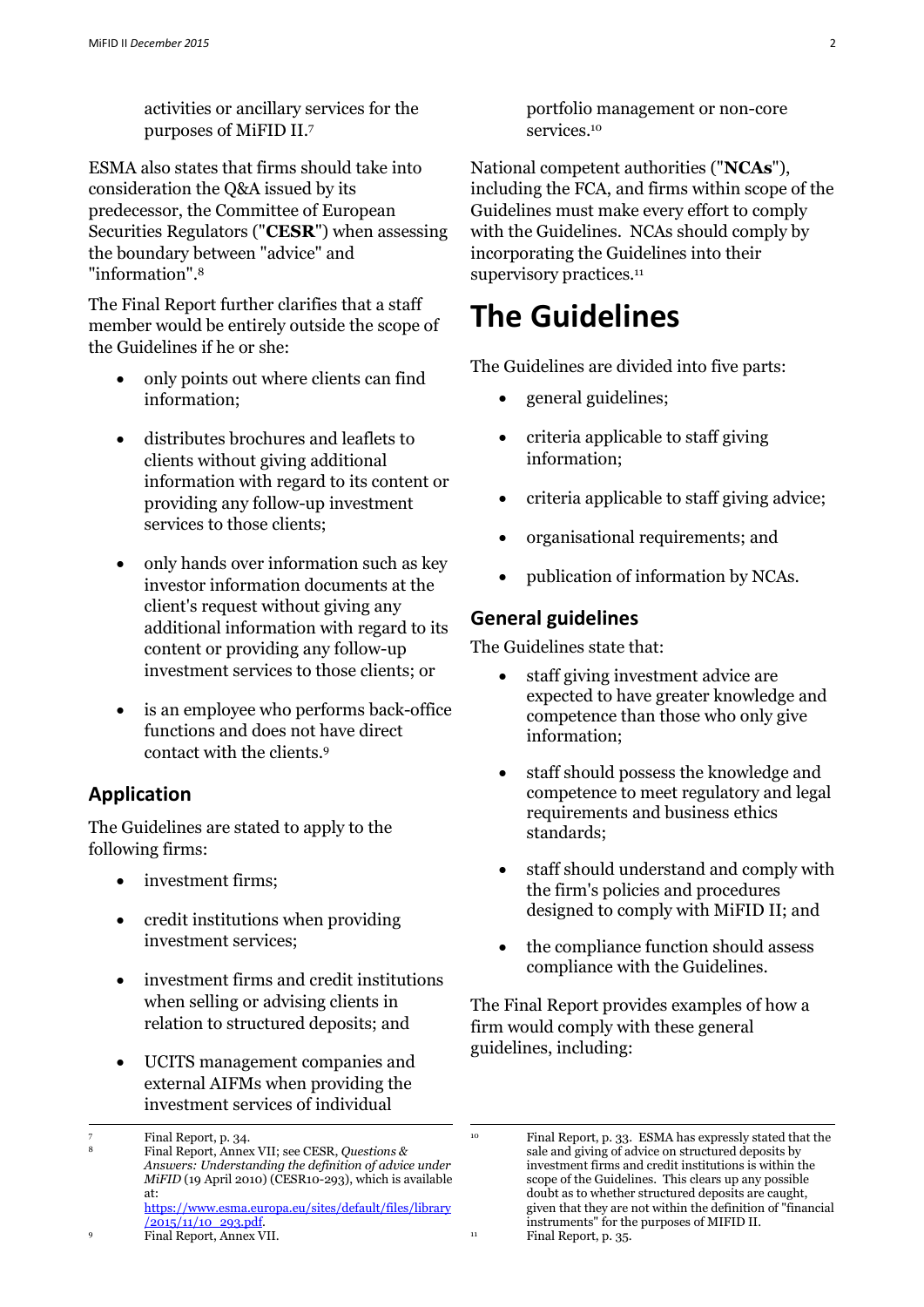activities or ancillary services for the purposes of MiFID II.[7]

ESMA also states that firms should take into consideration the Q&A issued by its predecessor, the Committee of European Securities Regulators ("**CESR**") when assessing the boundary between "advice" and "information".[8]

The Final Report further clarifies that a staff member would be entirely outside the scope of the Guidelines if he or she:

- only points out where clients can find information;
- distributes brochures and leaflets to clients without giving additional information with regard to its content or providing any follow-up investment services to those clients;
- only hands over information such as key investor information documents at the client's request without giving any additional information with regard to its content or providing any follow-up investment services to those clients; or
- is an employee who performs back-office functions and does not have direct contact with the clients.[9]

## Application

The Guidelines are stated to apply to the following firms:

- investment firms;
- credit institutions when providing investment services;
- investment firms and credit institutions when selling or advising clients in relation to structured deposits; and
- UCITS management companies and external AIFMs when providing the investment services of individual portfolio management or non-core services.[10]

National competent authorities ("**NCAs**"), including the FCA, and firms within scope of the Guidelines must make every effort to comply with the Guidelines. NCAs should comply by incorporating the Guidelines into their supervisory practices.[11]

# The Guidelines

The Guidelines are divided into five parts:

- general guidelines;
- criteria applicable to staff giving information;
- criteria applicable to staff giving advice;
- organisational requirements; and
- publication of information by NCAs.

## General guidelines

The Guidelines state that:

- staff giving investment advice are expected to have greater knowledge and competence than those who only give information;
- staff should possess the knowledge and competence to meet regulatory and legal requirements and business ethics standards;
- staff should understand and comply with the firm's policies and procedures designed to comply with MiFID II; and
- the compliance function should assess compliance with the Guidelines.

The Final Report provides examples of how a firm would comply with these general guidelines, including:

---

[7] Final Report, p. 34.

[8] Final Report, Annex VII; see CESR, *Questions & Answers: Understanding the definition of advice under MiFID* (19 April 2010) (CESR10-293), which is available at: https://www.esma.europa.eu/sites/default/files/library/2015/11/10_293.pdf.

[9] Final Report, Annex VII.

[10] Final Report, p. 33. ESMA has expressly stated that the sale and giving of advice on structured deposits by investment firms and credit institutions is within the scope of the Guidelines. This clears up any possible doubt as to whether structured deposits are caught, given that they are not within the definition of "financial instruments" for the purposes of MIFID II.

[11] Final Report, p. 35.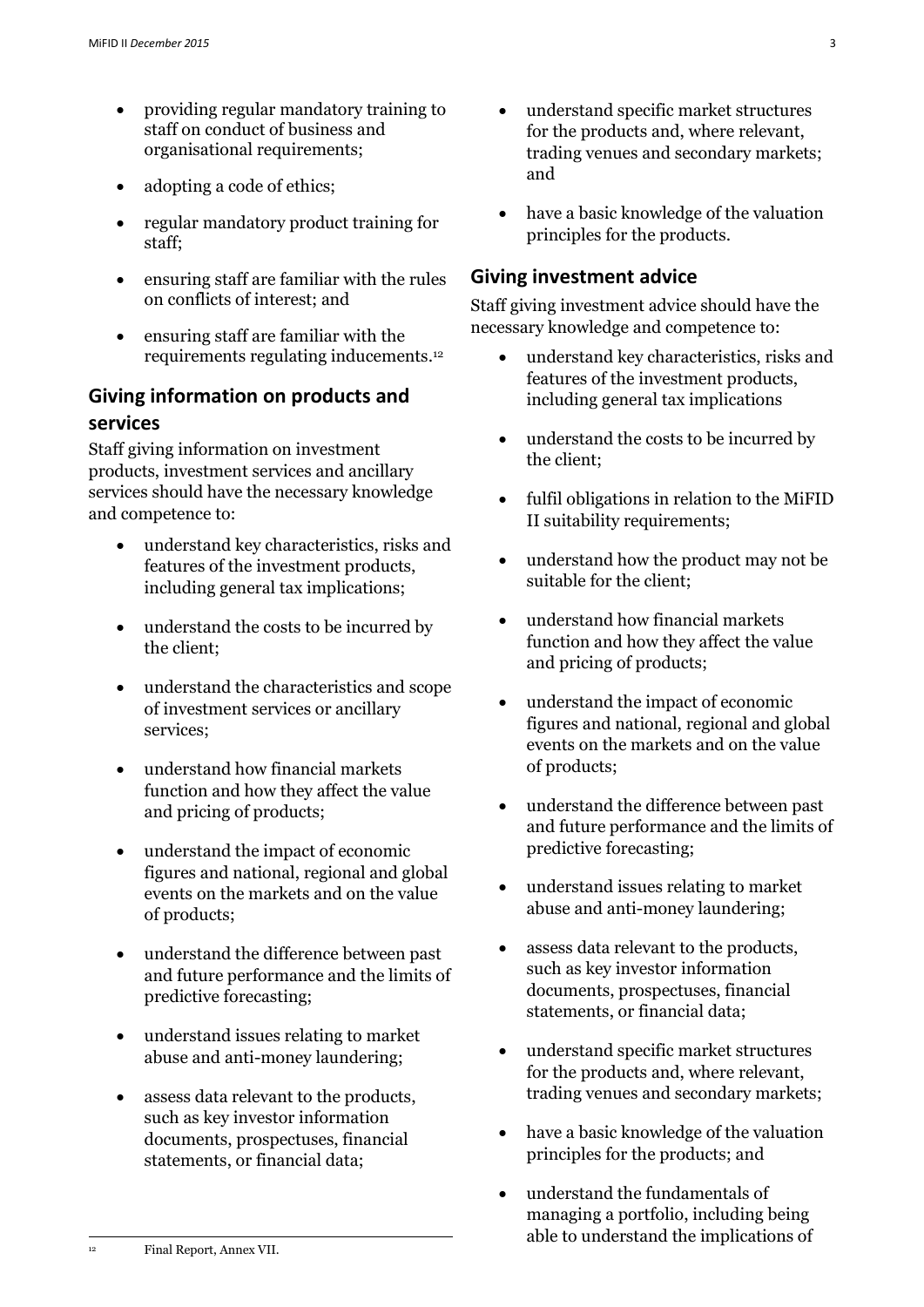- providing regular mandatory training to staff on conduct of business and organisational requirements;
- adopting a code of ethics;
- regular mandatory product training for staff;
- ensuring staff are familiar with the rules on conflicts of interest; and
- ensuring staff are familiar with the requirements regulating inducements.[12]

## Giving information on products and services

Staff giving information on investment products, investment services and ancillary services should have the necessary knowledge and competence to:

- understand key characteristics, risks and features of the investment products, including general tax implications;
- understand the costs to be incurred by the client;
- understand the characteristics and scope of investment services or ancillary services;
- understand how financial markets function and how they affect the value and pricing of products;
- understand the impact of economic figures and national, regional and global events on the markets and on the value of products;
- understand the difference between past and future performance and the limits of predictive forecasting;
- understand issues relating to market abuse and anti-money laundering;
- assess data relevant to the products, such as key investor information documents, prospectuses, financial statements, or financial data;
- understand specific market structures for the products and, where relevant, trading venues and secondary markets; and
- have a basic knowledge of the valuation principles for the products.

## Giving investment advice

Staff giving investment advice should have the necessary knowledge and competence to:

- understand key characteristics, risks and features of the investment products, including general tax implications
- understand the costs to be incurred by the client;
- fulfil obligations in relation to the MiFID II suitability requirements;
- understand how the product may not be suitable for the client;
- understand how financial markets function and how they affect the value and pricing of products;
- understand the impact of economic figures and national, regional and global events on the markets and on the value of products;
- understand the difference between past and future performance and the limits of predictive forecasting;
- understand issues relating to market abuse and anti-money laundering;
- assess data relevant to the products, such as key investor information documents, prospectuses, financial statements, or financial data;
- understand specific market structures for the products and, where relevant, trading venues and secondary markets;
- have a basic knowledge of the valuation principles for the products; and
- understand the fundamentals of managing a portfolio, including being able to understand the implications of

[12] Final Report, Annex VII.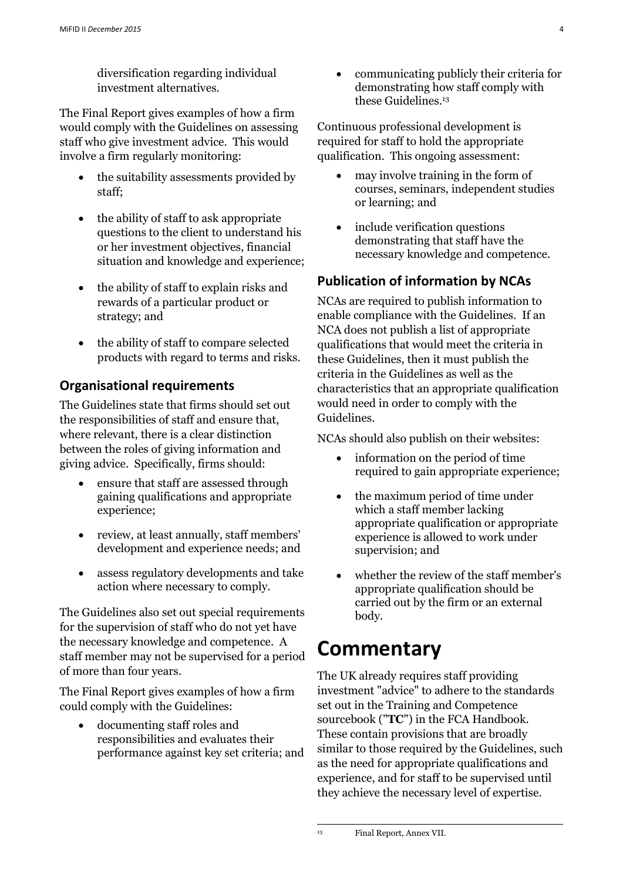diversification regarding individual investment alternatives.

The Final Report gives examples of how a firm would comply with the Guidelines on assessing staff who give investment advice. This would involve a firm regularly monitoring:

- the suitability assessments provided by staff;
- the ability of staff to ask appropriate questions to the client to understand his or her investment objectives, financial situation and knowledge and experience;
- the ability of staff to explain risks and rewards of a particular product or strategy; and
- the ability of staff to compare selected products with regard to terms and risks.

## Organisational requirements

The Guidelines state that firms should set out the responsibilities of staff and ensure that, where relevant, there is a clear distinction between the roles of giving information and giving advice. Specifically, firms should:

- ensure that staff are assessed through gaining qualifications and appropriate experience;
- review, at least annually, staff members' development and experience needs; and
- assess regulatory developments and take action where necessary to comply.

The Guidelines also set out special requirements for the supervision of staff who do not yet have the necessary knowledge and competence. A staff member may not be supervised for a period of more than four years.

The Final Report gives examples of how a firm could comply with the Guidelines:

- documenting staff roles and responsibilities and evaluates their performance against key set criteria; and
- communicating publicly their criteria for demonstrating how staff comply with these Guidelines.[13]

Continuous professional development is required for staff to hold the appropriate qualification. This ongoing assessment:

- may involve training in the form of courses, seminars, independent studies or learning; and
- include verification questions demonstrating that staff have the necessary knowledge and competence.

## Publication of information by NCAs

NCAs are required to publish information to enable compliance with the Guidelines. If an NCA does not publish a list of appropriate qualifications that would meet the criteria in these Guidelines, then it must publish the criteria in the Guidelines as well as the characteristics that an appropriate qualification would need in order to comply with the Guidelines.

NCAs should also publish on their websites:

- information on the period of time required to gain appropriate experience;
- the maximum period of time under which a staff member lacking appropriate qualification or appropriate experience is allowed to work under supervision; and
- whether the review of the staff member's appropriate qualification should be carried out by the firm or an external body.

# Commentary

The UK already requires staff providing investment "advice" to adhere to the standards set out in the Training and Competence sourcebook ("**TC**") in the FCA Handbook. These contain provisions that are broadly similar to those required by the Guidelines, such as the need for appropriate qualifications and experience, and for staff to be supervised until they achieve the necessary level of expertise.

[13] Final Report, Annex VII.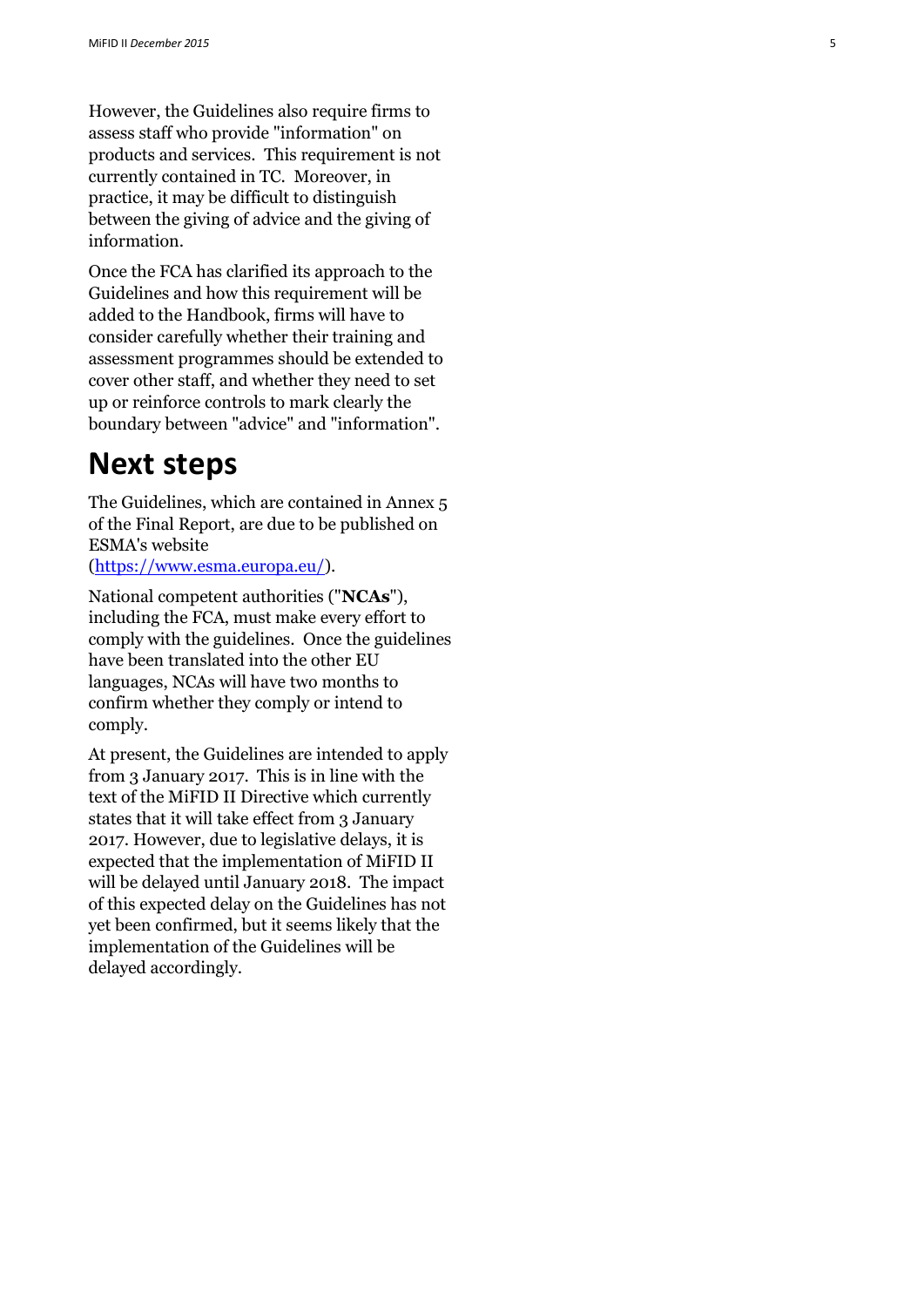However, the Guidelines also require firms to assess staff who provide "information" on products and services. This requirement is not currently contained in TC. Moreover, in practice, it may be difficult to distinguish between the giving of advice and the giving of information.

Once the FCA has clarified its approach to the Guidelines and how this requirement will be added to the Handbook, firms will have to consider carefully whether their training and assessment programmes should be extended to cover other staff, and whether they need to set up or reinforce controls to mark clearly the boundary between "advice" and "information".

## Next steps

The Guidelines, which are contained in Annex 5 of the Final Report, are due to be published on ESMA's website (https://www.esma.europa.eu/).

National competent authorities ("**NCAs**"), including the FCA, must make every effort to comply with the guidelines. Once the guidelines have been translated into the other EU languages, NCAs will have two months to confirm whether they comply or intend to comply.

At present, the Guidelines are intended to apply from 3 January 2017. This is in line with the text of the MiFID II Directive which currently states that it will take effect from 3 January 2017. However, due to legislative delays, it is expected that the implementation of MiFID II will be delayed until January 2018. The impact of this expected delay on the Guidelines has not yet been confirmed, but it seems likely that the implementation of the Guidelines will be delayed accordingly.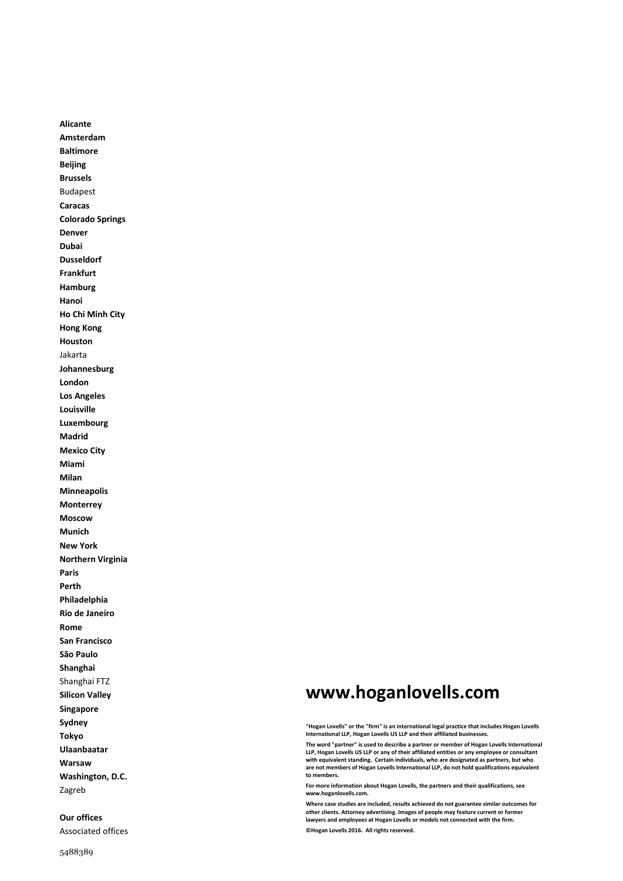**Alicante**
**Amsterdam**
**Baltimore**
**Beijing**
**Brussels**
Budapest
**Caracas**
**Colorado Springs**
**Denver**
**Dubai**
**Dusseldorf**
**Frankfurt**
**Hamburg**
**Hanoi**
**Ho Chi Minh City**
**Hong Kong**
**Houston**
Jakarta
**Johannesburg**
**London**
**Los Angeles**
**Louisville**
**Luxembourg**
**Madrid**
**Mexico City**
**Miami**
**Milan**
**Minneapolis**
**Monterrey**
**Moscow**
**Munich**
**New York**
**Northern Virginia**
**Paris**
**Perth**
**Philadelphia**
**Rio de Janeiro**
**Rome**
**San Francisco**
**São Paulo**
**Shanghai**
Shanghai FTZ
**Silicon Valley**
**Singapore**
**Sydney**
**Tokyo**
**Ulaanbaatar**
**Warsaw**
**Washington, D.C.**
Zagreb

**Our offices**
Associated offices

# www.hoganlovells.com

**"Hogan Lovells" or the "firm" is an international legal practice that includes Hogan Lovells International LLP, Hogan Lovells US LLP and their affiliated businesses.**

**The word "partner" is used to describe a partner or member of Hogan Lovells International LLP, Hogan Lovells US LLP or any of their affiliated entities or any employee or consultant with equivalent standing. Certain individuals, who are designated as partners, but who are not members of Hogan Lovells International LLP, do not hold qualifications equivalent to members.**

**For more information about Hogan Lovells, the partners and their qualifications, see www.hoganlovells.com.**

**Where case studies are included, results achieved do not guarantee similar outcomes for other clients. Attorney advertising. Images of people may feature current or former lawyers and employees at Hogan Lovells or models not connected with the firm.**

**©Hogan Lovells 2016. All rights reserved.**

5488389